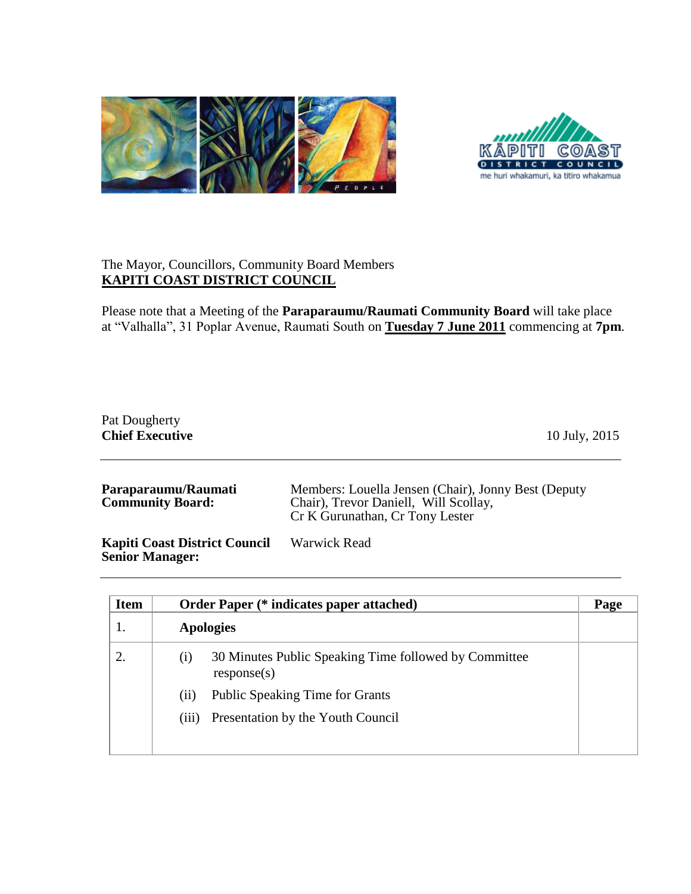The Mayor, Councillors, Community Board Members
**KAPITI COAST DISTRICT COUNCIL**

Please note that a Meeting of the **Paraparaumu/Raumati Community Board** will take place at "Valhalla", 31 Poplar Avenue, Raumati South on **Tuesday 7 June 2011** commencing at **7pm**.

Pat Dougherty
**Chief Executive** 10 July, 2015

---

**Paraparaumu/Raumati Community Board:** Members: Louella Jensen (Chair), Jonny Best (Deputy Chair), Trevor Daniell, Will Scollay, Cr K Gurunathan, Cr Tony Lester

**Kapiti Coast District Council Senior Manager:** Warwick Read

---

| Item | Order Paper (* indicates paper attached) | Page |
|---|---|---|
| 1. | **Apologies** | |
| 2. | (i) 30 Minutes Public Speaking Time followed by Committee response(s)<br>(ii) Public Speaking Time for Grants<br>(iii) Presentation by the Youth Council | |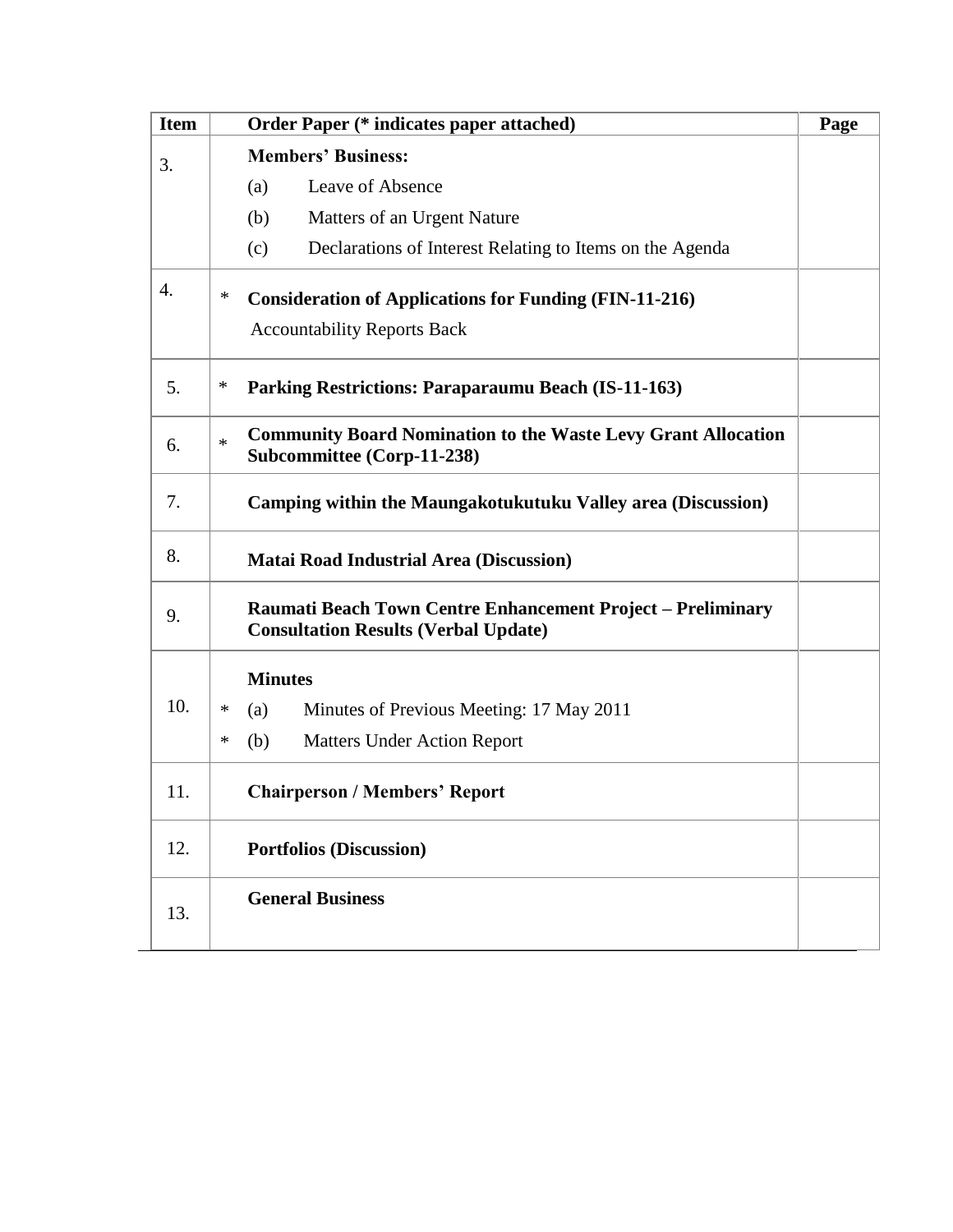| Item | | Order Paper (* indicates paper attached) | Page |
|---|---|---|---|
| 3. | | **Members' Business:**<br>(a) Leave of Absence<br>(b) Matters of an Urgent Nature<br>(c) Declarations of Interest Relating to Items on the Agenda | |
| 4. | * | **Consideration of Applications for Funding (FIN-11-216)**<br>Accountability Reports Back | |
| 5. | * | **Parking Restrictions: Paraparaumu Beach (IS-11-163)** | |
| 6. | * | **Community Board Nomination to the Waste Levy Grant Allocation Subcommittee (Corp-11-238)** | |
| 7. | | **Camping within the Maungakotukutuku Valley area (Discussion)** | |
| 8. | | **Matai Road Industrial Area (Discussion)** | |
| 9. | | **Raumati Beach Town Centre Enhancement Project – Preliminary Consultation Results (Verbal Update)** | |
| 10. | *<br>* | **Minutes**<br>(a) Minutes of Previous Meeting: 17 May 2011<br>(b) Matters Under Action Report | |
| 11. | | **Chairperson / Members' Report** | |
| 12. | | **Portfolios (Discussion)** | |
| 13. | | **General Business** | |